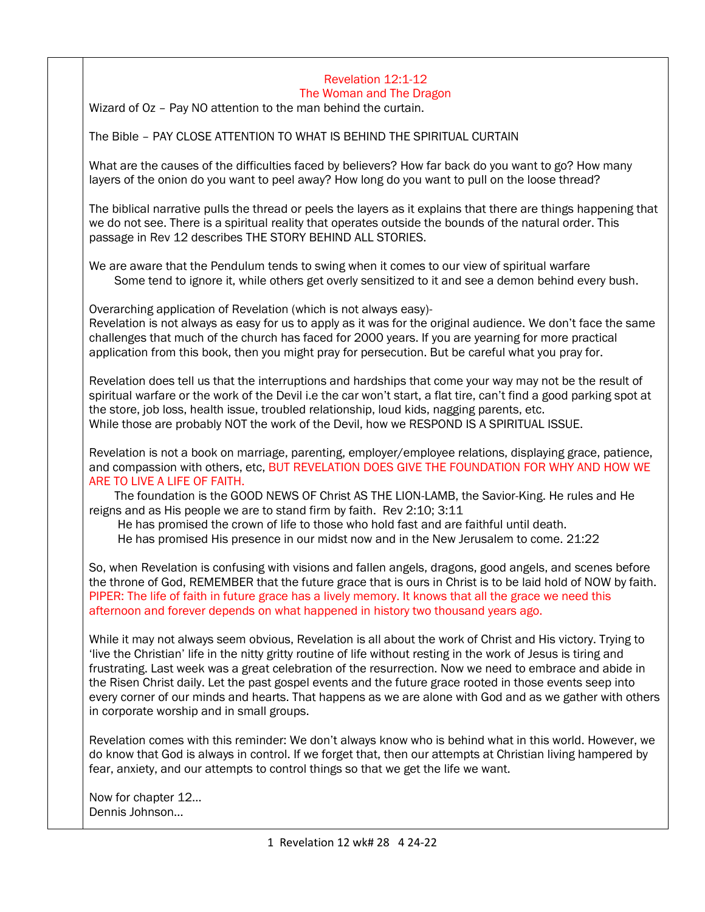# Revelation 12:1-12
## The Woman and The Dragon

Wizard of Oz – Pay NO attention to the man behind the curtain.

The Bible – PAY CLOSE ATTENTION TO WHAT IS BEHIND THE SPIRITUAL CURTAIN

What are the causes of the difficulties faced by believers? How far back do you want to go? How many layers of the onion do you want to peel away? How long do you want to pull on the loose thread?

The biblical narrative pulls the thread or peels the layers as it explains that there are things happening that we do not see. There is a spiritual reality that operates outside the bounds of the natural order. This passage in Rev 12 describes THE STORY BEHIND ALL STORIES.

We are aware that the Pendulum tends to swing when it comes to our view of spiritual warfare
Some tend to ignore it, while others get overly sensitized to it and see a demon behind every bush.

Overarching application of Revelation (which is not always easy)-
Revelation is not always as easy for us to apply as it was for the original audience. We don't face the same challenges that much of the church has faced for 2000 years. If you are yearning for more practical application from this book, then you might pray for persecution. But be careful what you pray for.

Revelation does tell us that the interruptions and hardships that come your way may not be the result of spiritual warfare or the work of the Devil i.e the car won't start, a flat tire, can't find a good parking spot at the store, job loss, health issue, troubled relationship, loud kids, nagging parents, etc.
While those are probably NOT the work of the Devil, how we RESPOND IS A SPIRITUAL ISSUE.

Revelation is not a book on marriage, parenting, employer/employee relations, displaying grace, patience, and compassion with others, etc, BUT REVELATION DOES GIVE THE FOUNDATION FOR WHY AND HOW WE ARE TO LIVE A LIFE OF FAITH.
The foundation is the GOOD NEWS OF Christ AS THE LION-LAMB, the Savior-King. He rules and He reigns and as His people we are to stand firm by faith. Rev 2:10; 3:11
He has promised the crown of life to those who hold fast and are faithful until death.
He has promised His presence in our midst now and in the New Jerusalem to come. 21:22

So, when Revelation is confusing with visions and fallen angels, dragons, good angels, and scenes before the throne of God, REMEMBER that the future grace that is ours in Christ is to be laid hold of NOW by faith. PIPER: The life of faith in future grace has a lively memory. It knows that all the grace we need this afternoon and forever depends on what happened in history two thousand years ago.

While it may not always seem obvious, Revelation is all about the work of Christ and His victory. Trying to 'live the Christian' life in the nitty gritty routine of life without resting in the work of Jesus is tiring and frustrating. Last week was a great celebration of the resurrection. Now we need to embrace and abide in the Risen Christ daily. Let the past gospel events and the future grace rooted in those events seep into every corner of our minds and hearts. That happens as we are alone with God and as we gather with others in corporate worship and in small groups.

Revelation comes with this reminder: We don't always know who is behind what in this world. However, we do know that God is always in control. If we forget that, then our attempts at Christian living hampered by fear, anxiety, and our attempts to control things so that we get the life we want.

Now for chapter 12…
Dennis Johnson…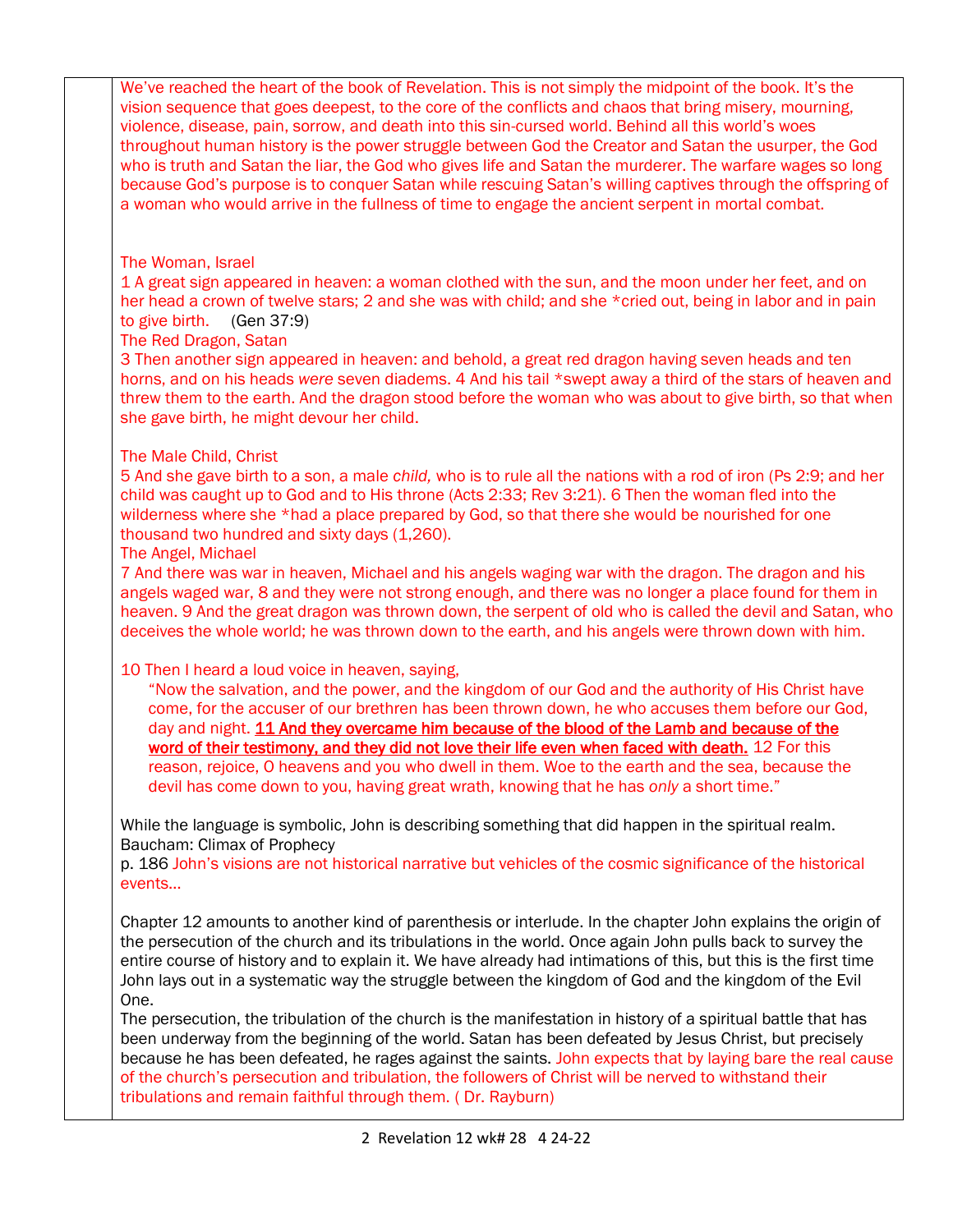We've reached the heart of the book of Revelation. This is not simply the midpoint of the book. It's the vision sequence that goes deepest, to the core of the conflicts and chaos that bring misery, mourning, violence, disease, pain, sorrow, and death into this sin-cursed world. Behind all this world's woes throughout human history is the power struggle between God the Creator and Satan the usurper, the God who is truth and Satan the liar, the God who gives life and Satan the murderer. The warfare wages so long because God's purpose is to conquer Satan while rescuing Satan's willing captives through the offspring of a woman who would arrive in the fullness of time to engage the ancient serpent in mortal combat.

The Woman, Israel

1 A great sign appeared in heaven: a woman clothed with the sun, and the moon under her feet, and on her head a crown of twelve stars; 2 and she was with child; and she *cried out, being in labor and in pain to give birth. (Gen 37:9)

The Red Dragon, Satan

3 Then another sign appeared in heaven: and behold, a great red dragon having seven heads and ten horns, and on his heads *were* seven diadems. 4 And his tail *swept away a third of the stars of heaven and threw them to the earth. And the dragon stood before the woman who was about to give birth, so that when she gave birth, he might devour her child.

The Male Child, Christ

5 And she gave birth to a son, a male *child,* who is to rule all the nations with a rod of iron (Ps 2:9; and her child was caught up to God and to His throne (Acts 2:33; Rev 3:21). 6 Then the woman fled into the wilderness where she *had a place prepared by God, so that there she would be nourished for one thousand two hundred and sixty days (1,260).

The Angel, Michael

7 And there was war in heaven, Michael and his angels waging war with the dragon. The dragon and his angels waged war, 8 and they were not strong enough, and there was no longer a place found for them in heaven. 9 And the great dragon was thrown down, the serpent of old who is called the devil and Satan, who deceives the whole world; he was thrown down to the earth, and his angels were thrown down with him.

10 Then I heard a loud voice in heaven, saying,

> "Now the salvation, and the power, and the kingdom of our God and the authority of His Christ have come, for the accuser of our brethren has been thrown down, he who accuses them before our God, day and night. <u>**11 And they overcame him because of the blood of the Lamb and because of the word of their testimony, and they did not love their life even when faced with death.**</u> 12 For this reason, rejoice, O heavens and you who dwell in them. Woe to the earth and the sea, because the devil has come down to you, having great wrath, knowing that he has *only* a short time."

While the language is symbolic, John is describing something that did happen in the spiritual realm.
Baucham: Climax of Prophecy
p. 186 John's visions are not historical narrative but vehicles of the cosmic significance of the historical events…

Chapter 12 amounts to another kind of parenthesis or interlude. In the chapter John explains the origin of the persecution of the church and its tribulations in the world. Once again John pulls back to survey the entire course of history and to explain it. We have already had intimations of this, but this is the first time John lays out in a systematic way the struggle between the kingdom of God and the kingdom of the Evil One.

The persecution, the tribulation of the church is the manifestation in history of a spiritual battle that has been underway from the beginning of the world. Satan has been defeated by Jesus Christ, but precisely because he has been defeated, he rages against the saints. John expects that by laying bare the real cause of the church's persecution and tribulation, the followers of Christ will be nerved to withstand their tribulations and remain faithful through them. ( Dr. Rayburn)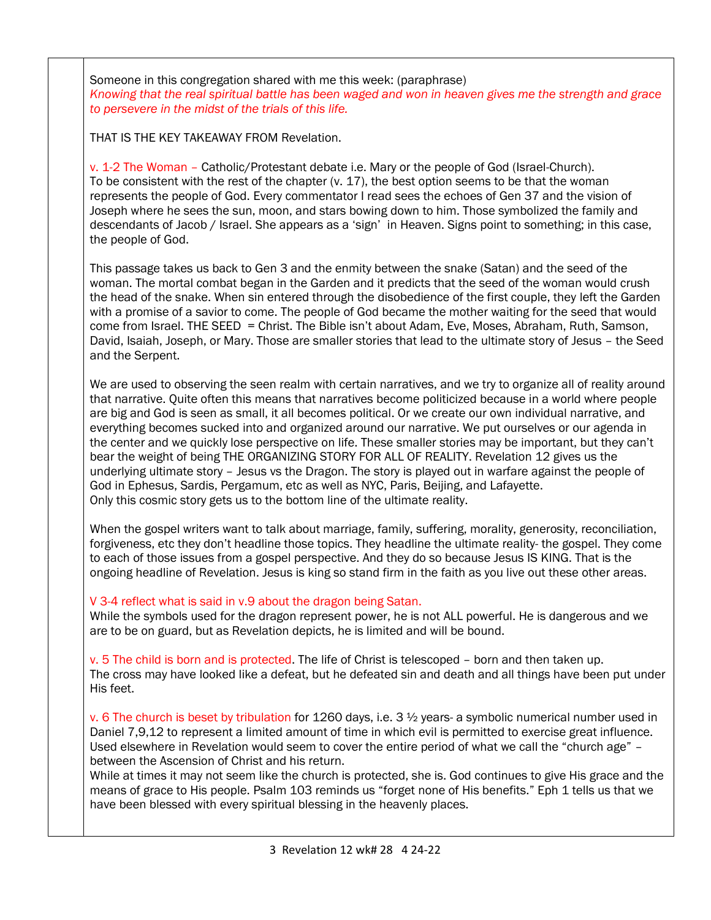Someone in this congregation shared with me this week: (paraphrase)
*Knowing that the real spiritual battle has been waged and won in heaven gives me the strength and grace to persevere in the midst of the trials of this life.*

THAT IS THE KEY TAKEAWAY FROM Revelation.

v. 1-2 The Woman – Catholic/Protestant debate i.e. Mary or the people of God (Israel-Church).
To be consistent with the rest of the chapter (v. 17), the best option seems to be that the woman represents the people of God. Every commentator I read sees the echoes of Gen 37 and the vision of Joseph where he sees the sun, moon, and stars bowing down to him. Those symbolized the family and descendants of Jacob / Israel. She appears as a 'sign' in Heaven. Signs point to something; in this case, the people of God.

This passage takes us back to Gen 3 and the enmity between the snake (Satan) and the seed of the woman. The mortal combat began in the Garden and it predicts that the seed of the woman would crush the head of the snake. When sin entered through the disobedience of the first couple, they left the Garden with a promise of a savior to come. The people of God became the mother waiting for the seed that would come from Israel. THE SEED = Christ. The Bible isn't about Adam, Eve, Moses, Abraham, Ruth, Samson, David, Isaiah, Joseph, or Mary. Those are smaller stories that lead to the ultimate story of Jesus – the Seed and the Serpent.

We are used to observing the seen realm with certain narratives, and we try to organize all of reality around that narrative. Quite often this means that narratives become politicized because in a world where people are big and God is seen as small, it all becomes political. Or we create our own individual narrative, and everything becomes sucked into and organized around our narrative. We put ourselves or our agenda in the center and we quickly lose perspective on life. These smaller stories may be important, but they can't bear the weight of being THE ORGANIZING STORY FOR ALL OF REALITY. Revelation 12 gives us the underlying ultimate story – Jesus vs the Dragon. The story is played out in warfare against the people of God in Ephesus, Sardis, Pergamum, etc as well as NYC, Paris, Beijing, and Lafayette.
Only this cosmic story gets us to the bottom line of the ultimate reality.

When the gospel writers want to talk about marriage, family, suffering, morality, generosity, reconciliation, forgiveness, etc they don't headline those topics. They headline the ultimate reality- the gospel. They come to each of those issues from a gospel perspective. And they do so because Jesus IS KING. That is the ongoing headline of Revelation. Jesus is king so stand firm in the faith as you live out these other areas.

V 3-4 reflect what is said in v.9 about the dragon being Satan.
While the symbols used for the dragon represent power, he is not ALL powerful. He is dangerous and we are to be on guard, but as Revelation depicts, he is limited and will be bound.

v. 5 The child is born and is protected. The life of Christ is telescoped – born and then taken up.
The cross may have looked like a defeat, but he defeated sin and death and all things have been put under His feet.

v. 6 The church is beset by tribulation for 1260 days, i.e. 3 ½ years- a symbolic numerical number used in Daniel 7,9,12 to represent a limited amount of time in which evil is permitted to exercise great influence. Used elsewhere in Revelation would seem to cover the entire period of what we call the "church age" – between the Ascension of Christ and his return.
While at times it may not seem like the church is protected, she is. God continues to give His grace and the means of grace to His people. Psalm 103 reminds us "forget none of His benefits." Eph 1 tells us that we have been blessed with every spiritual blessing in the heavenly places.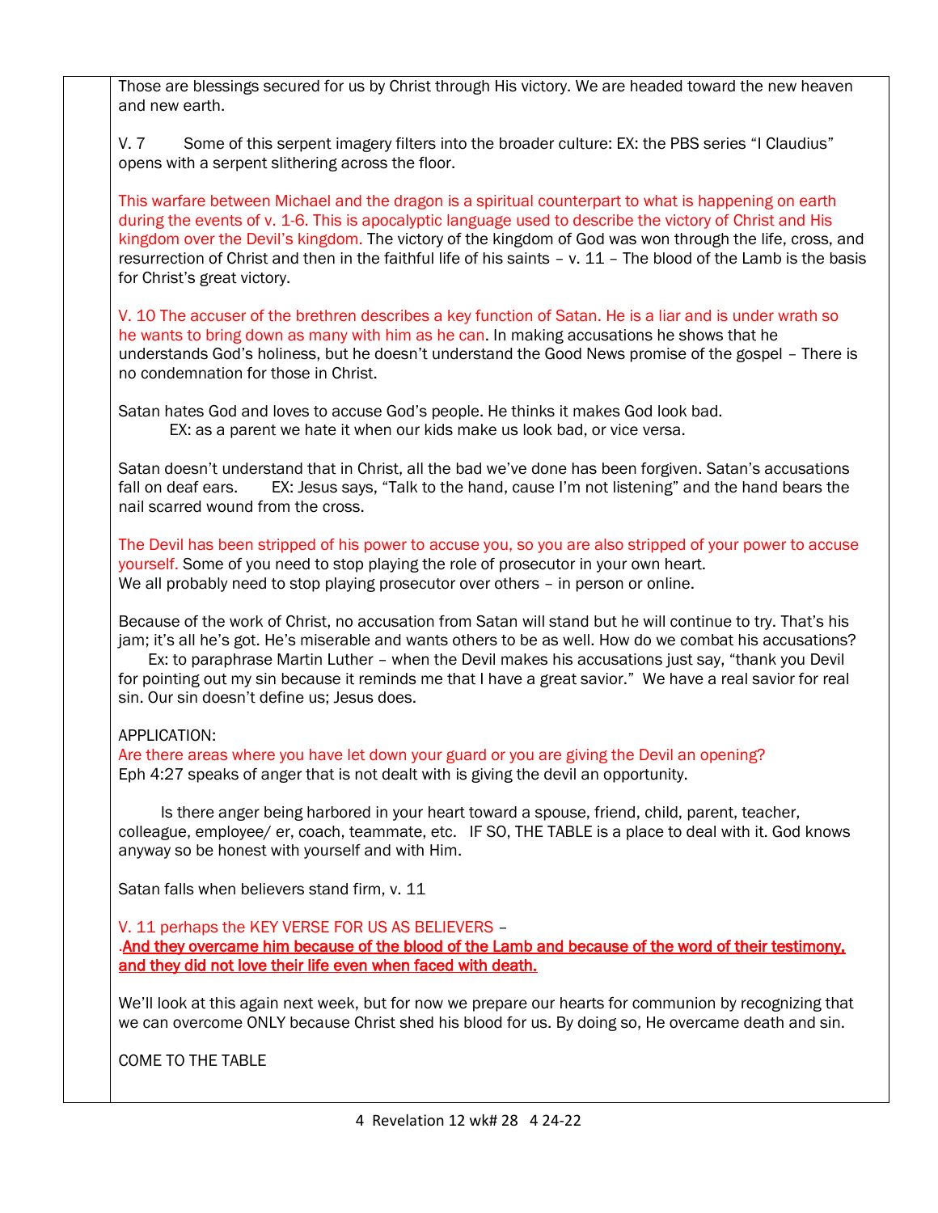Those are blessings secured for us by Christ through His victory. We are headed toward the new heaven and new earth.

V. 7 Some of this serpent imagery filters into the broader culture: EX: the PBS series "I Claudius" opens with a serpent slithering across the floor.

This warfare between Michael and the dragon is a spiritual counterpart to what is happening on earth during the events of v. 1-6. This is apocalyptic language used to describe the victory of Christ and His kingdom over the Devil's kingdom. The victory of the kingdom of God was won through the life, cross, and resurrection of Christ and then in the faithful life of his saints – v. 11 – The blood of the Lamb is the basis for Christ's great victory.

V. 10 The accuser of the brethren describes a key function of Satan. He is a liar and is under wrath so he wants to bring down as many with him as he can. In making accusations he shows that he understands God's holiness, but he doesn't understand the Good News promise of the gospel – There is no condemnation for those in Christ.

Satan hates God and loves to accuse God's people. He thinks it makes God look bad.
EX: as a parent we hate it when our kids make us look bad, or vice versa.

Satan doesn't understand that in Christ, all the bad we've done has been forgiven. Satan's accusations fall on deaf ears. EX: Jesus says, "Talk to the hand, cause I'm not listening" and the hand bears the nail scarred wound from the cross.

The Devil has been stripped of his power to accuse you, so you are also stripped of your power to accuse yourself. Some of you need to stop playing the role of prosecutor in your own heart.
We all probably need to stop playing prosecutor over others – in person or online.

Because of the work of Christ, no accusation from Satan will stand but he will continue to try. That's his jam; it's all he's got. He's miserable and wants others to be as well. How do we combat his accusations?
Ex: to paraphrase Martin Luther – when the Devil makes his accusations just say, "thank you Devil for pointing out my sin because it reminds me that I have a great savior." We have a real savior for real sin. Our sin doesn't define us; Jesus does.

APPLICATION:
Are there areas where you have let down your guard or you are giving the Devil an opening?
Eph 4:27 speaks of anger that is not dealt with is giving the devil an opportunity.

Is there anger being harbored in your heart toward a spouse, friend, child, parent, teacher, colleague, employee/ er, coach, teammate, etc. IF SO, THE TABLE is a place to deal with it. God knows anyway so be honest with yourself and with Him.

Satan falls when believers stand firm, v. 11

V. 11 perhaps the KEY VERSE FOR US AS BELIEVERS –
.**And they overcame him because of the blood of the Lamb and because of the word of their testimony, and they did not love their life even when faced with death.**

We'll look at this again next week, but for now we prepare our hearts for communion by recognizing that we can overcome ONLY because Christ shed his blood for us. By doing so, He overcame death and sin.

COME TO THE TABLE